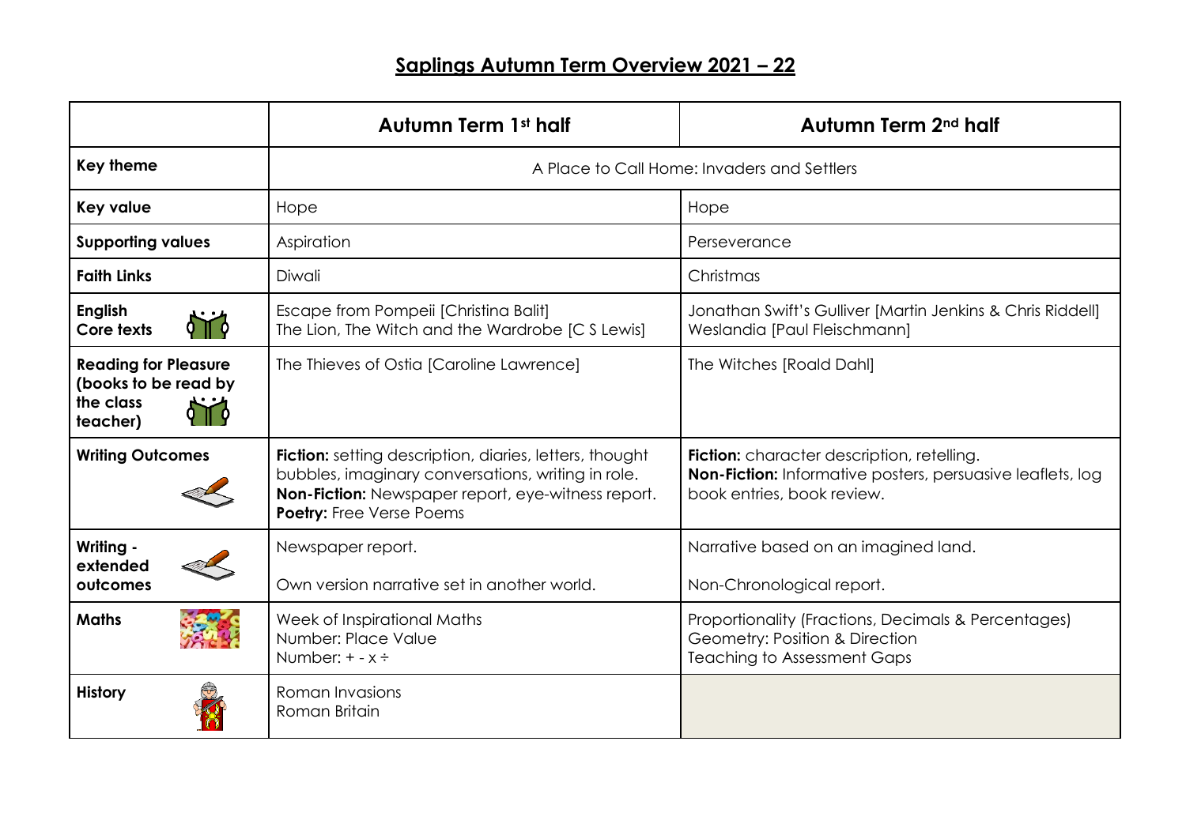# Saplings Autumn Term Overview 2021 – 22

| | Autumn Term 1st half | Autumn Term 2nd half |
|---|---|---|
| **Key theme** | A Place to Call Home: Invaders and Settlers | |
| **Key value** | Hope | Hope |
| **Supporting values** | Aspiration | Perseverance |
| **Faith Links** | Diwali | Christmas |
| **English Core texts** | Escape from Pompeii [Christina Balit]<br>The Lion, The Witch and the Wardrobe [C S Lewis] | Jonathan Swift's Gulliver [Martin Jenkins & Chris Riddell]<br>Weslandia [Paul Fleischmann] |
| **Reading for Pleasure (books to be read by the class teacher)** | The Thieves of Ostia [Caroline Lawrence] | The Witches [Roald Dahl] |
| **Writing Outcomes** | **Fiction:** setting description, diaries, letters, thought bubbles, imaginary conversations, writing in role.<br>**Non-Fiction:** Newspaper report, eye-witness report.<br>**Poetry:** Free Verse Poems | **Fiction:** character description, retelling.<br>**Non-Fiction:** Informative posters, persuasive leaflets, log book entries, book review. |
| **Writing - extended outcomes** | Newspaper report.<br><br>Own version narrative set in another world. | Narrative based on an imagined land.<br><br>Non-Chronological report. |
| **Maths** | Week of Inspirational Maths<br>Number: Place Value<br>Number: + - x ÷ | Proportionality (Fractions, Decimals & Percentages)<br>Geometry: Position & Direction<br>Teaching to Assessment Gaps |
| **History** | Roman Invasions<br>Roman Britain | |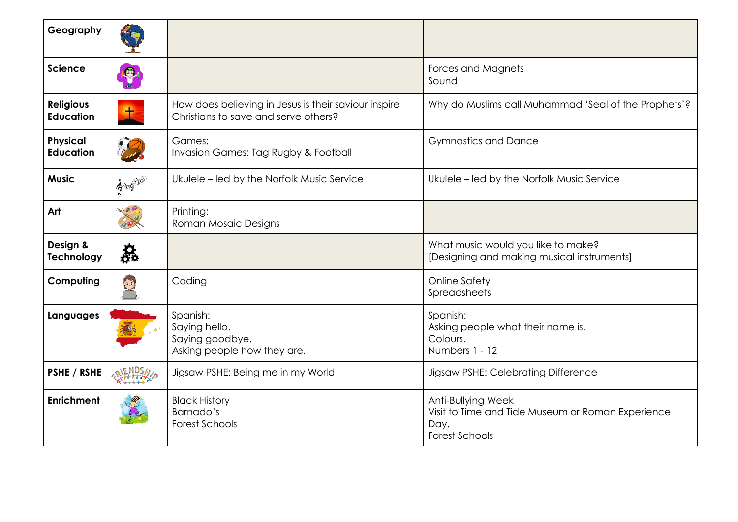| | | |
|---|---|---|
| **Geography** | | |
| **Science** | | Forces and Magnets<br>Sound |
| **Religious Education** | How does believing in Jesus is their saviour inspire Christians to save and serve others? | Why do Muslims call Muhammad 'Seal of the Prophets'? |
| **Physical Education** | Games:<br>Invasion Games: Tag Rugby & Football | Gymnastics and Dance |
| **Music** | Ukulele – led by the Norfolk Music Service | Ukulele – led by the Norfolk Music Service |
| **Art** | Printing:<br>Roman Mosaic Designs | |
| **Design & Technology** | | What music would you like to make?<br>[Designing and making musical instruments] |
| **Computing** | Coding | Online Safety<br>Spreadsheets |
| **Languages** | Spanish:<br>Saying hello.<br>Saying goodbye.<br>Asking people how they are. | Spanish:<br>Asking people what their name is.<br>Colours.<br>Numbers 1 - 12 |
| **PSHE / RSHE** | Jigsaw PSHE: Being me in my World | Jigsaw PSHE: Celebrating Difference |
| **Enrichment** | Black History<br>Barnado's<br>Forest Schools | Anti-Bullying Week<br>Visit to Time and Tide Museum or Roman Experience Day.<br>Forest Schools |